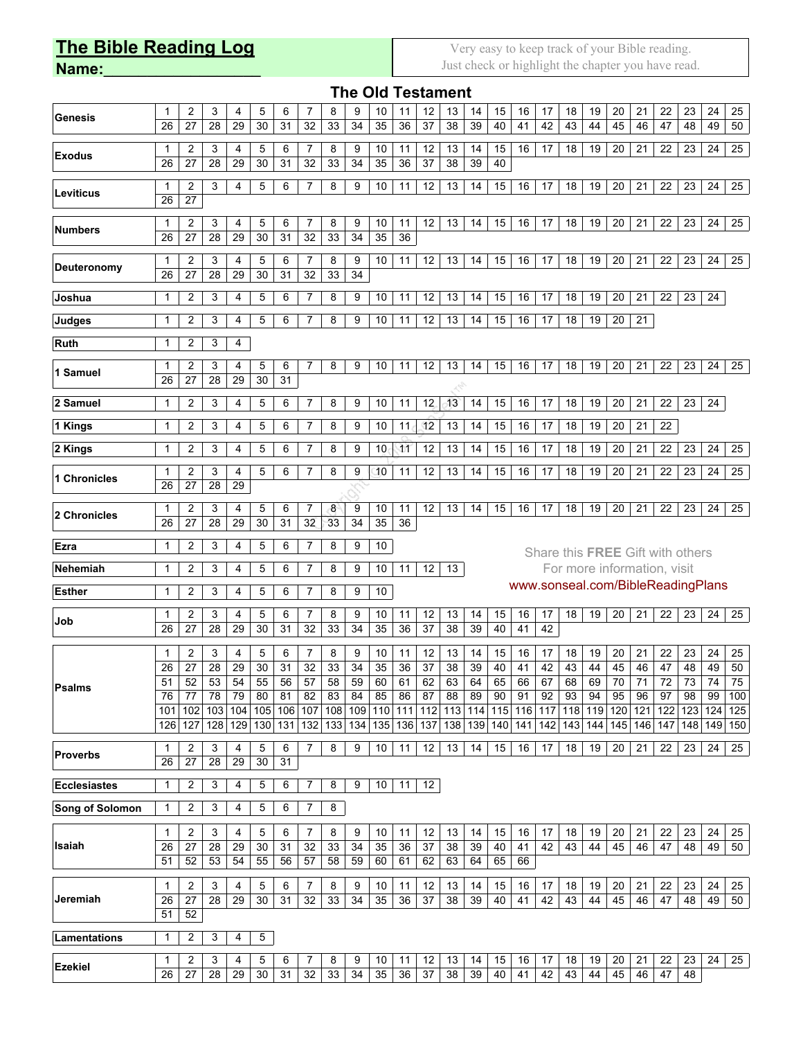# The Bible Reading Log

**Name:___________________**

Very easy to keep track of your Bible reading.
Just check or highlight the chapter you have read.

## The Old Testament

| Book | | | | | | | | | | | | | | | | | | | | | | | | | |
|---|---|---|---|---|---|---|---|---|---|---|---|---|---|---|---|---|---|---|---|---|---|---|---|---|---|
| **Genesis** | 1 | 2 | 3 | 4 | 5 | 6 | 7 | 8 | 9 | 10 | 11 | 12 | 13 | 14 | 15 | 16 | 17 | 18 | 19 | 20 | 21 | 22 | 23 | 24 | 25 |
| | 26 | 27 | 28 | 29 | 30 | 31 | 32 | 33 | 34 | 35 | 36 | 37 | 38 | 39 | 40 | 41 | 42 | 43 | 44 | 45 | 46 | 47 | 48 | 49 | 50 |
| **Exodus** | 1 | 2 | 3 | 4 | 5 | 6 | 7 | 8 | 9 | 10 | 11 | 12 | 13 | 14 | 15 | 16 | 17 | 18 | 19 | 20 | 21 | 22 | 23 | 24 | 25 |
| | 26 | 27 | 28 | 29 | 30 | 31 | 32 | 33 | 34 | 35 | 36 | 37 | 38 | 39 | 40 | | | | | | | | | | |
| **Leviticus** | 1 | 2 | 3 | 4 | 5 | 6 | 7 | 8 | 9 | 10 | 11 | 12 | 13 | 14 | 15 | 16 | 17 | 18 | 19 | 20 | 21 | 22 | 23 | 24 | 25 |
| | 26 | 27 | | | | | | | | | | | | | | | | | | | | | | | |
| **Numbers** | 1 | 2 | 3 | 4 | 5 | 6 | 7 | 8 | 9 | 10 | 11 | 12 | 13 | 14 | 15 | 16 | 17 | 18 | 19 | 20 | 21 | 22 | 23 | 24 | 25 |
| | 26 | 27 | 28 | 29 | 30 | 31 | 32 | 33 | 34 | 35 | 36 | | | | | | | | | | | | | | |
| **Deuteronomy** | 1 | 2 | 3 | 4 | 5 | 6 | 7 | 8 | 9 | 10 | 11 | 12 | 13 | 14 | 15 | 16 | 17 | 18 | 19 | 20 | 21 | 22 | 23 | 24 | 25 |
| | 26 | 27 | 28 | 29 | 30 | 31 | 32 | 33 | 34 | | | | | | | | | | | | | | | | |
| **Joshua** | 1 | 2 | 3 | 4 | 5 | 6 | 7 | 8 | 9 | 10 | 11 | 12 | 13 | 14 | 15 | 16 | 17 | 18 | 19 | 20 | 21 | 22 | 23 | 24 | |
| **Judges** | 1 | 2 | 3 | 4 | 5 | 6 | 7 | 8 | 9 | 10 | 11 | 12 | 13 | 14 | 15 | 16 | 17 | 18 | 19 | 20 | 21 | | | | |
| **Ruth** | 1 | 2 | 3 | 4 | | | | | | | | | | | | | | | | | | | | | |
| **1 Samuel** | 1 | 2 | 3 | 4 | 5 | 6 | 7 | 8 | 9 | 10 | 11 | 12 | 13 | 14 | 15 | 16 | 17 | 18 | 19 | 20 | 21 | 22 | 23 | 24 | 25 |
| | 26 | 27 | 28 | 29 | 30 | 31 | | | | | | | | | | | | | | | | | | | |
| **2 Samuel** | 1 | 2 | 3 | 4 | 5 | 6 | 7 | 8 | 9 | 10 | 11 | 12 | 13 | 14 | 15 | 16 | 17 | 18 | 19 | 20 | 21 | 22 | 23 | 24 | |
| **1 Kings** | 1 | 2 | 3 | 4 | 5 | 6 | 7 | 8 | 9 | 10 | 11 | 12 | 13 | 14 | 15 | 16 | 17 | 18 | 19 | 20 | 21 | 22 | | | |
| **2 Kings** | 1 | 2 | 3 | 4 | 5 | 6 | 7 | 8 | 9 | 10 | 11 | 12 | 13 | 14 | 15 | 16 | 17 | 18 | 19 | 20 | 21 | 22 | 23 | 24 | 25 |
| **1 Chronicles** | 1 | 2 | 3 | 4 | 5 | 6 | 7 | 8 | 9 | 10 | 11 | 12 | 13 | 14 | 15 | 16 | 17 | 18 | 19 | 20 | 21 | 22 | 23 | 24 | 25 |
| | 26 | 27 | 28 | 29 | | | | | | | | | | | | | | | | | | | | | |
| **2 Chronicles** | 1 | 2 | 3 | 4 | 5 | 6 | 7 | 8 | 9 | 10 | 11 | 12 | 13 | 14 | 15 | 16 | 17 | 18 | 19 | 20 | 21 | 22 | 23 | 24 | 25 |
| | 26 | 27 | 28 | 29 | 30 | 31 | 32 | 33 | 34 | 35 | 36 | | | | | | | | | | | | | | |
| **Ezra** | 1 | 2 | 3 | 4 | 5 | 6 | 7 | 8 | 9 | 10 | | | | | | | | | | | | | | | |
| **Nehemiah** | 1 | 2 | 3 | 4 | 5 | 6 | 7 | 8 | 9 | 10 | 11 | 12 | 13 | | | | | | | | | | | | |
| **Esther** | 1 | 2 | 3 | 4 | 5 | 6 | 7 | 8 | 9 | 10 | | | | | | | | | | | | | | | |
| **Job** | 1 | 2 | 3 | 4 | 5 | 6 | 7 | 8 | 9 | 10 | 11 | 12 | 13 | 14 | 15 | 16 | 17 | 18 | 19 | 20 | 21 | 22 | 23 | 24 | 25 |
| | 26 | 27 | 28 | 29 | 30 | 31 | 32 | 33 | 34 | 35 | 36 | 37 | 38 | 39 | 40 | 41 | 42 | | | | | | | | |
| **Psalms** | 1 | 2 | 3 | 4 | 5 | 6 | 7 | 8 | 9 | 10 | 11 | 12 | 13 | 14 | 15 | 16 | 17 | 18 | 19 | 20 | 21 | 22 | 23 | 24 | 25 |
| | 26 | 27 | 28 | 29 | 30 | 31 | 32 | 33 | 34 | 35 | 36 | 37 | 38 | 39 | 40 | 41 | 42 | 43 | 44 | 45 | 46 | 47 | 48 | 49 | 50 |
| | 51 | 52 | 53 | 54 | 55 | 56 | 57 | 58 | 59 | 60 | 61 | 62 | 63 | 64 | 65 | 66 | 67 | 68 | 69 | 70 | 71 | 72 | 73 | 74 | 75 |
| | 76 | 77 | 78 | 79 | 80 | 81 | 82 | 83 | 84 | 85 | 86 | 87 | 88 | 89 | 90 | 91 | 92 | 93 | 94 | 95 | 96 | 97 | 98 | 99 | 100 |
| | 101 | 102 | 103 | 104 | 105 | 106 | 107 | 108 | 109 | 110 | 111 | 112 | 113 | 114 | 115 | 116 | 117 | 118 | 119 | 120 | 121 | 122 | 123 | 124 | 125 |
| | 126 | 127 | 128 | 129 | 130 | 131 | 132 | 133 | 134 | 135 | 136 | 137 | 138 | 139 | 140 | 141 | 142 | 143 | 144 | 145 | 146 | 147 | 148 | 149 | 150 |
| **Proverbs** | 1 | 2 | 3 | 4 | 5 | 6 | 7 | 8 | 9 | 10 | 11 | 12 | 13 | 14 | 15 | 16 | 17 | 18 | 19 | 20 | 21 | 22 | 23 | 24 | 25 |
| | 26 | 27 | 28 | 29 | 30 | 31 | | | | | | | | | | | | | | | | | | | |
| **Ecclesiastes** | 1 | 2 | 3 | 4 | 5 | 6 | 7 | 8 | 9 | 10 | 11 | 12 | | | | | | | | | | | | | |
| **Song of Solomon** | 1 | 2 | 3 | 4 | 5 | 6 | 7 | 8 | | | | | | | | | | | | | | | | | |
| **Isaiah** | 1 | 2 | 3 | 4 | 5 | 6 | 7 | 8 | 9 | 10 | 11 | 12 | 13 | 14 | 15 | 16 | 17 | 18 | 19 | 20 | 21 | 22 | 23 | 24 | 25 |
| | 26 | 27 | 28 | 29 | 30 | 31 | 32 | 33 | 34 | 35 | 36 | 37 | 38 | 39 | 40 | 41 | 42 | 43 | 44 | 45 | 46 | 47 | 48 | 49 | 50 |
| | 51 | 52 | 53 | 54 | 55 | 56 | 57 | 58 | 59 | 60 | 61 | 62 | 63 | 64 | 65 | 66 | | | | | | | | | |
| **Jeremiah** | 1 | 2 | 3 | 4 | 5 | 6 | 7 | 8 | 9 | 10 | 11 | 12 | 13 | 14 | 15 | 16 | 17 | 18 | 19 | 20 | 21 | 22 | 23 | 24 | 25 |
| | 26 | 27 | 28 | 29 | 30 | 31 | 32 | 33 | 34 | 35 | 36 | 37 | 38 | 39 | 40 | 41 | 42 | 43 | 44 | 45 | 46 | 47 | 48 | 49 | 50 |
| | 51 | 52 | | | | | | | | | | | | | | | | | | | | | | | |
| **Lamentations** | 1 | 2 | 3 | 4 | 5 | | | | | | | | | | | | | | | | | | | | |
| **Ezekiel** | 1 | 2 | 3 | 4 | 5 | 6 | 7 | 8 | 9 | 10 | 11 | 12 | 13 | 14 | 15 | 16 | 17 | 18 | 19 | 20 | 21 | 22 | 23 | 24 | 25 |
| | 26 | 27 | 28 | 29 | 30 | 31 | 32 | 33 | 34 | 35 | 36 | 37 | 38 | 39 | 40 | 41 | 42 | 43 | 44 | 45 | 46 | 47 | 48 | | |

Share this **FREE** Gift with others
For more information, visit
www.sonseal.com/BibleReadingPlans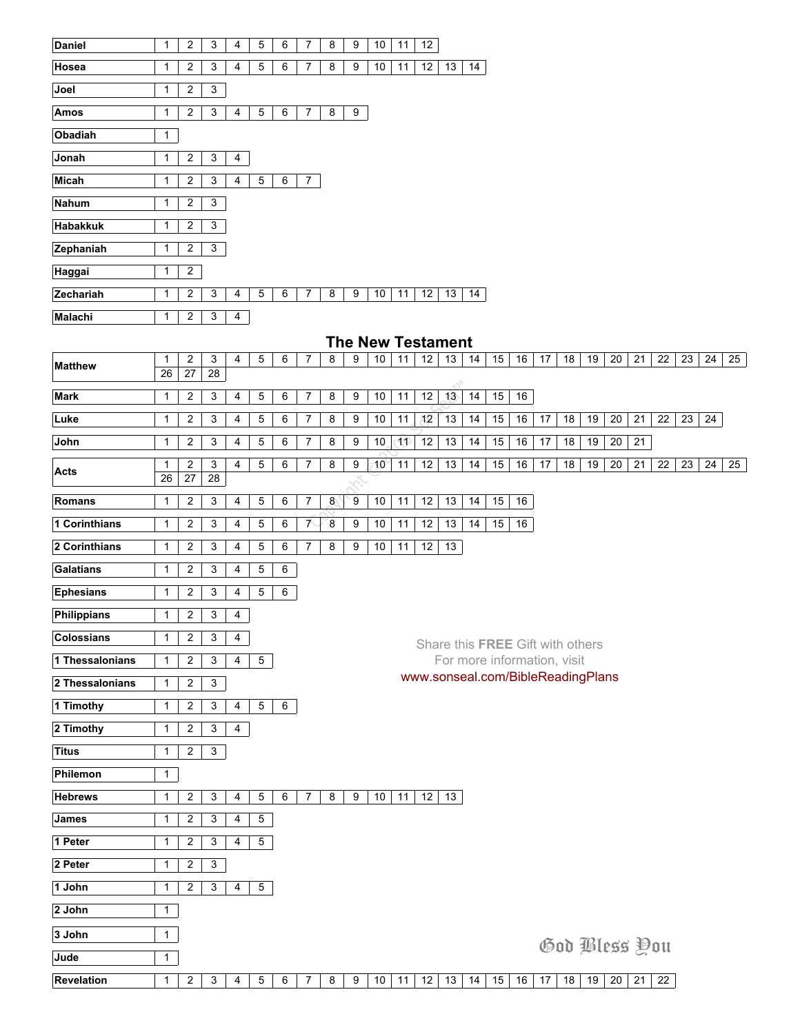| | | | | | | | | | | | | | | | | | | | | | | | | | |
|---|---|---|---|---|---|---|---|---|---|---|---|---|---|---|---|---|---|---|---|---|---|---|---|---|---|
| **Daniel** | 1 | 2 | 3 | 4 | 5 | 6 | 7 | 8 | 9 | 10 | 11 | 12 | | | | | | | | | | | | | |
| **Hosea** | 1 | 2 | 3 | 4 | 5 | 6 | 7 | 8 | 9 | 10 | 11 | 12 | 13 | 14 | | | | | | | | | | | |
| **Joel** | 1 | 2 | 3 | | | | | | | | | | | | | | | | | | | | | | |
| **Amos** | 1 | 2 | 3 | 4 | 5 | 6 | 7 | 8 | 9 | | | | | | | | | | | | | | | | |
| **Obadiah** | 1 | | | | | | | | | | | | | | | | | | | | | | | | |
| **Jonah** | 1 | 2 | 3 | 4 | | | | | | | | | | | | | | | | | | | | | |
| **Micah** | 1 | 2 | 3 | 4 | 5 | 6 | 7 | | | | | | | | | | | | | | | | | | |
| **Nahum** | 1 | 2 | 3 | | | | | | | | | | | | | | | | | | | | | | |
| **Habakkuk** | 1 | 2 | 3 | | | | | | | | | | | | | | | | | | | | | | |
| **Zephaniah** | 1 | 2 | 3 | | | | | | | | | | | | | | | | | | | | | | |
| **Haggai** | 1 | 2 | | | | | | | | | | | | | | | | | | | | | | | |
| **Zechariah** | 1 | 2 | 3 | 4 | 5 | 6 | 7 | 8 | 9 | 10 | 11 | 12 | 13 | 14 | | | | | | | | | | | |
| **Malachi** | 1 | 2 | 3 | 4 | | | | | | | | | | | | | | | | | | | | | |

## The New Testament

| | | | | | | | | | | | | | | | | | | | | | | | | | |
|---|---|---|---|---|---|---|---|---|---|---|---|---|---|---|---|---|---|---|---|---|---|---|---|---|---|
| **Matthew** | 1 | 2 | 3 | 4 | 5 | 6 | 7 | 8 | 9 | 10 | 11 | 12 | 13 | 14 | 15 | 16 | 17 | 18 | 19 | 20 | 21 | 22 | 23 | 24 | 25 |
| | 26 | 27 | 28 | | | | | | | | | | | | | | | | | | | | | | |
| **Mark** | 1 | 2 | 3 | 4 | 5 | 6 | 7 | 8 | 9 | 10 | 11 | 12 | 13 | 14 | 15 | 16 | | | | | | | | | |
| **Luke** | 1 | 2 | 3 | 4 | 5 | 6 | 7 | 8 | 9 | 10 | 11 | 12 | 13 | 14 | 15 | 16 | 17 | 18 | 19 | 20 | 21 | 22 | 23 | 24 | |
| **John** | 1 | 2 | 3 | 4 | 5 | 6 | 7 | 8 | 9 | 10 | 11 | 12 | 13 | 14 | 15 | 16 | 17 | 18 | 19 | 20 | 21 | | | | |
| **Acts** | 1 | 2 | 3 | 4 | 5 | 6 | 7 | 8 | 9 | 10 | 11 | 12 | 13 | 14 | 15 | 16 | 17 | 18 | 19 | 20 | 21 | 22 | 23 | 24 | 25 |
| | 26 | 27 | 28 | | | | | | | | | | | | | | | | | | | | | | |
| **Romans** | 1 | 2 | 3 | 4 | 5 | 6 | 7 | 8 | 9 | 10 | 11 | 12 | 13 | 14 | 15 | 16 | | | | | | | | | |
| **1 Corinthians** | 1 | 2 | 3 | 4 | 5 | 6 | 7 | 8 | 9 | 10 | 11 | 12 | 13 | 14 | 15 | 16 | | | | | | | | | |
| **2 Corinthians** | 1 | 2 | 3 | 4 | 5 | 6 | 7 | 8 | 9 | 10 | 11 | 12 | 13 | | | | | | | | | | | | |
| **Galatians** | 1 | 2 | 3 | 4 | 5 | 6 | | | | | | | | | | | | | | | | | | | |
| **Ephesians** | 1 | 2 | 3 | 4 | 5 | 6 | | | | | | | | | | | | | | | | | | | |
| **Philippians** | 1 | 2 | 3 | 4 | | | | | | | | | | | | | | | | | | | | | |
| **Colossians** | 1 | 2 | 3 | 4 | | | | | | | | | | | | | | | | | | | | | |
| **1 Thessalonians** | 1 | 2 | 3 | 4 | 5 | | | | | | | | | | | | | | | | | | | | |
| **2 Thessalonians** | 1 | 2 | 3 | | | | | | | | | | | | | | | | | | | | | | |
| **1 Timothy** | 1 | 2 | 3 | 4 | 5 | 6 | | | | | | | | | | | | | | | | | | | |
| **2 Timothy** | 1 | 2 | 3 | 4 | | | | | | | | | | | | | | | | | | | | | |
| **Titus** | 1 | 2 | 3 | | | | | | | | | | | | | | | | | | | | | | |
| **Philemon** | 1 | | | | | | | | | | | | | | | | | | | | | | | | |
| **Hebrews** | 1 | 2 | 3 | 4 | 5 | 6 | 7 | 8 | 9 | 10 | 11 | 12 | 13 | | | | | | | | | | | | |
| **James** | 1 | 2 | 3 | 4 | 5 | | | | | | | | | | | | | | | | | | | | |
| **1 Peter** | 1 | 2 | 3 | 4 | 5 | | | | | | | | | | | | | | | | | | | | |
| **2 Peter** | 1 | 2 | 3 | | | | | | | | | | | | | | | | | | | | | | |
| **1 John** | 1 | 2 | 3 | 4 | 5 | | | | | | | | | | | | | | | | | | | | |
| **2 John** | 1 | | | | | | | | | | | | | | | | | | | | | | | | |
| **3 John** | 1 | | | | | | | | | | | | | | | | | | | | | | | | |
| **Jude** | 1 | | | | | | | | | | | | | | | | | | | | | | | | |
| **Revelation** | 1 | 2 | 3 | 4 | 5 | 6 | 7 | 8 | 9 | 10 | 11 | 12 | 13 | 14 | 15 | 16 | 17 | 18 | 19 | 20 | 21 | 22 | | | |

Share this **FREE** Gift with others
For more information, visit
www.sonseal.com/BibleReadingPlans

God Bless You